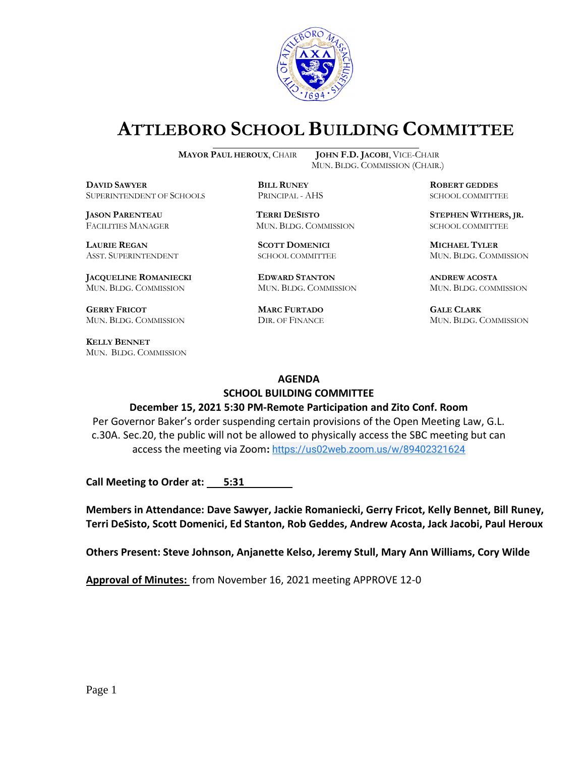# ATTLEBORO SCHOOL BUILDING COMMITTEE

**MAYOR PAUL HEROUX**, CHAIR     **JOHN F.D. JACOBI**, VICE-CHAIR
MUN. BLDG. COMMISSION (CHAIR.)

**DAVID SAWYER**
SUPERINTENDENT OF SCHOOLS

**BILL RUNEY**
PRINCIPAL - AHS

**ROBERT GEDDES**
SCHOOL COMMITTEE

**JASON PARENTEAU**
FACILITIES MANAGER

**TERRI DESISTO**
MUN. BLDG. COMMISSION

**STEPHEN WITHERS, JR.**
SCHOOL COMMITTEE

**LAURIE REGAN**
ASST. SUPERINTENDENT

**SCOTT DOMENICI**
SCHOOL COMMITTEE

**MICHAEL TYLER**
MUN. BLDG. COMMISSION

**JACQUELINE ROMANIECKI**
MUN. BLDG. COMMISSION

**EDWARD STANTON**
MUN. BLDG. COMMISSION

**ANDREW ACOSTA**
MUN. BLDG. COMMISSION

**GERRY FRICOT**
MUN. BLDG. COMMISSION

**MARC FURTADO**
DIR. OF FINANCE

**GALE CLARK**
MUN. BLDG. COMMISSION

**KELLY BENNET**
MUN. BLDG. COMMISSION

## AGENDA
## SCHOOL BUILDING COMMITTEE
### December 15, 2021 5:30 PM-Remote Participation and Zito Conf. Room

Per Governor Baker's order suspending certain provisions of the Open Meeting Law, G.L. c.30A. Sec.20, the public will not be allowed to physically access the SBC meeting but can access the meeting via Zoom**:** https://us02web.zoom.us/w/89402321624

**Call Meeting to Order at: 5:31**

**Members in Attendance: Dave Sawyer, Jackie Romaniecki, Gerry Fricot, Kelly Bennet, Bill Runey, Terri DeSisto, Scott Domenici, Ed Stanton, Rob Geddes, Andrew Acosta, Jack Jacobi, Paul Heroux**

**Others Present: Steve Johnson, Anjanette Kelso, Jeremy Stull, Mary Ann Williams, Cory Wilde**

**Approval of Minutes:** from November 16, 2021 meeting APPROVE 12-0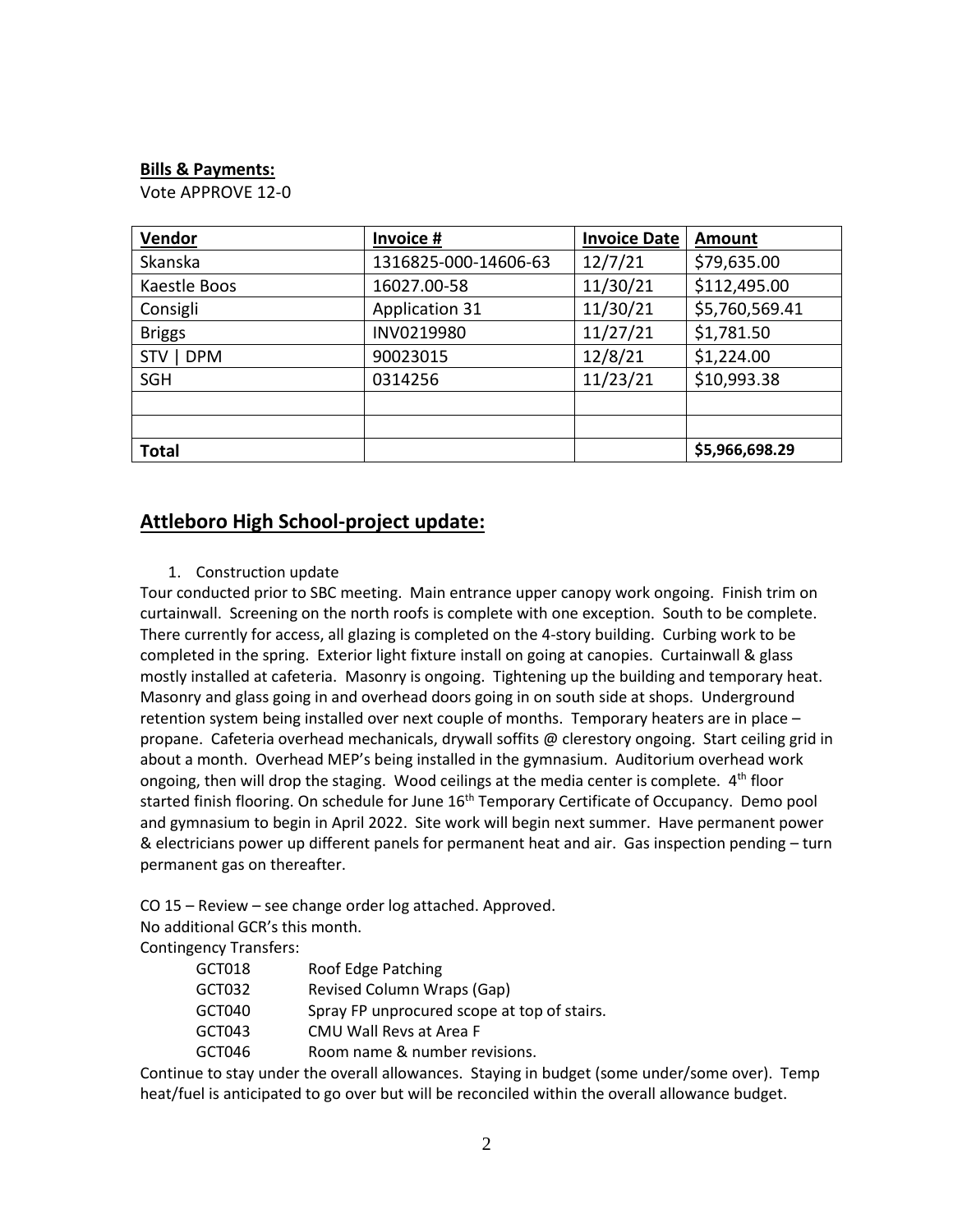**Bills & Payments:**

Vote APPROVE 12-0

| Vendor | Invoice # | Invoice Date | Amount |
|---|---|---|---|
| Skanska | 1316825-000-14606-63 | 12/7/21 | $79,635.00 |
| Kaestle Boos | 16027.00-58 | 11/30/21 | $112,495.00 |
| Consigli | Application 31 | 11/30/21 | $5,760,569.41 |
| Briggs | INV0219980 | 11/27/21 | $1,781.50 |
| STV \| DPM | 90023015 | 12/8/21 | $1,224.00 |
| SGH | 0314256 | 11/23/21 | $10,993.38 |
| | | | |
| | | | |
| **Total** | | | **$5,966,698.29** |

## Attleboro High School-project update:

1. Construction update

Tour conducted prior to SBC meeting. Main entrance upper canopy work ongoing. Finish trim on curtainwall. Screening on the north roofs is complete with one exception. South to be complete. There currently for access, all glazing is completed on the 4-story building. Curbing work to be completed in the spring. Exterior light fixture install on going at canopies. Curtainwall & glass mostly installed at cafeteria. Masonry is ongoing. Tightening up the building and temporary heat. Masonry and glass going in and overhead doors going in on south side at shops. Underground retention system being installed over next couple of months. Temporary heaters are in place – propane. Cafeteria overhead mechanicals, drywall soffits @ clerestory ongoing. Start ceiling grid in about a month. Overhead MEP's being installed in the gymnasium. Auditorium overhead work ongoing, then will drop the staging. Wood ceilings at the media center is complete. 4th floor started finish flooring. On schedule for June 16th Temporary Certificate of Occupancy. Demo pool and gymnasium to begin in April 2022. Site work will begin next summer. Have permanent power & electricians power up different panels for permanent heat and air. Gas inspection pending – turn permanent gas on thereafter.

CO 15 – Review – see change order log attached. Approved.

No additional GCR's this month.

Contingency Transfers:

| | |
|---|---|
| GCT018 | Roof Edge Patching |
| GCT032 | Revised Column Wraps (Gap) |
| GCT040 | Spray FP unprocured scope at top of stairs. |
| GCT043 | CMU Wall Revs at Area F |
| GCT046 | Room name & number revisions. |

Continue to stay under the overall allowances. Staying in budget (some under/some over). Temp heat/fuel is anticipated to go over but will be reconciled within the overall allowance budget.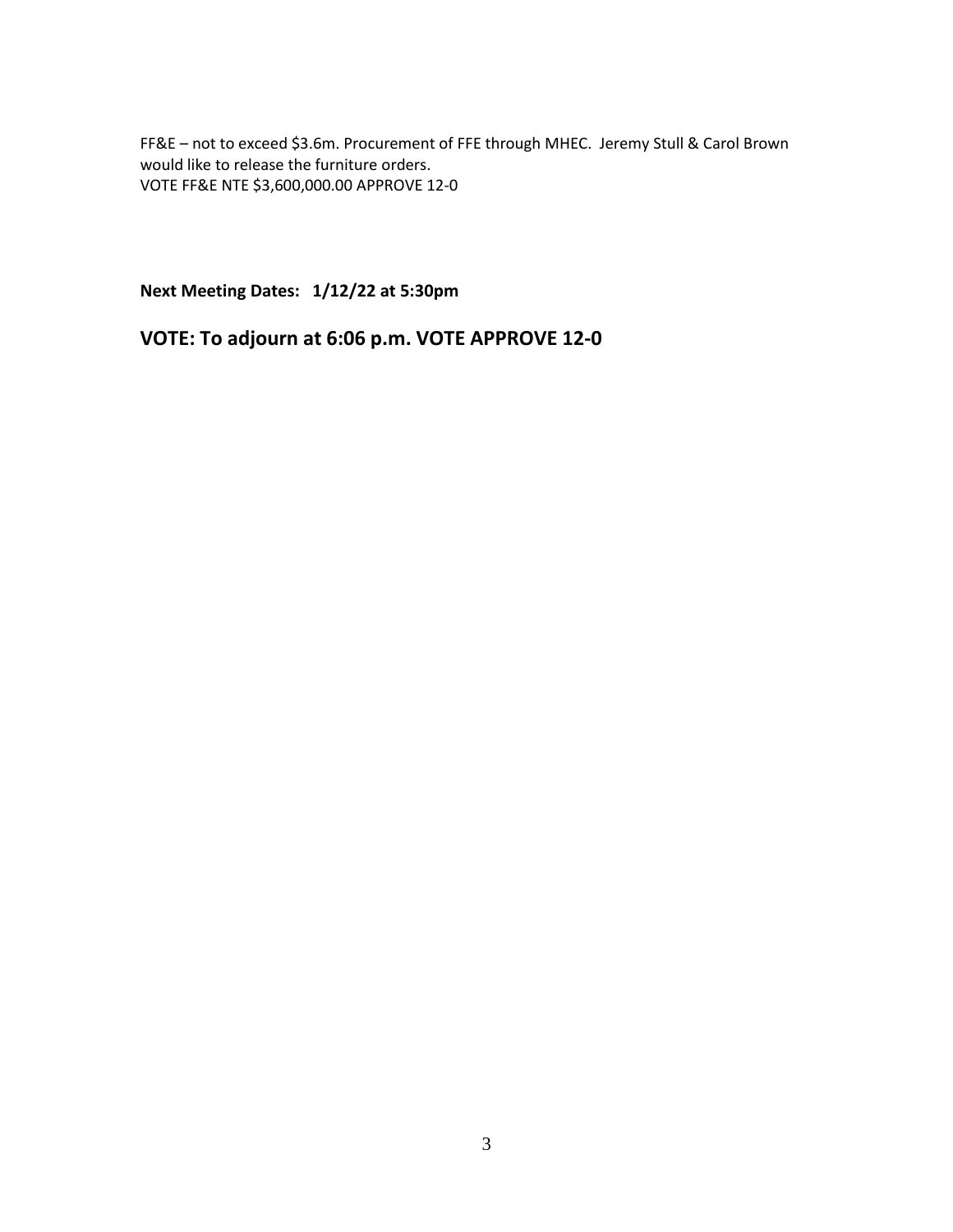FF&E – not to exceed $3.6m. Procurement of FFE through MHEC. Jeremy Stull & Carol Brown would like to release the furniture orders.
VOTE FF&E NTE $3,600,000.00 APPROVE 12-0

**Next Meeting Dates: 1/12/22 at 5:30pm**

## VOTE: To adjourn at 6:06 p.m. VOTE APPROVE 12-0